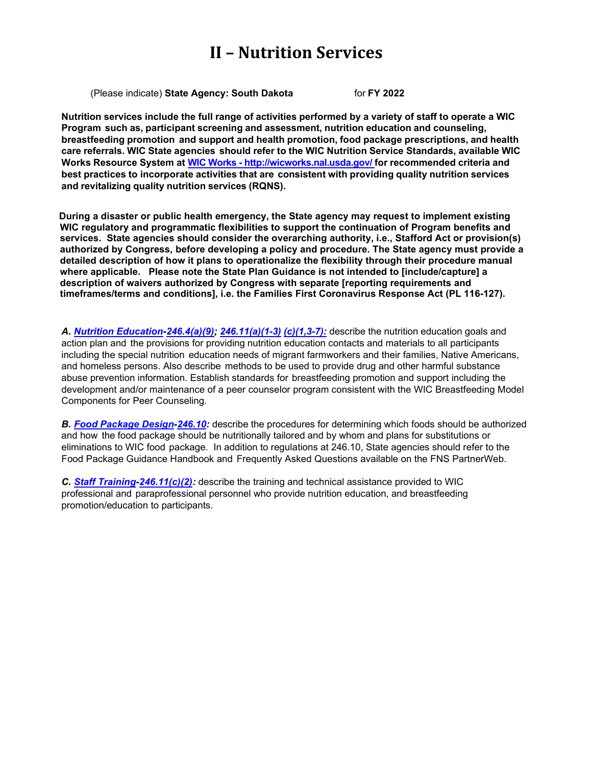# II – Nutrition Services

(Please indicate) **State Agency: South Dakota** for **FY 2022**

**Nutrition services include the full range of activities performed by a variety of staff to operate a WIC Program such as, participant screening and assessment, nutrition education and counseling, breastfeeding promotion and support and health promotion, food package prescriptions, and health care referrals. WIC State agencies should refer to the WIC Nutrition Service Standards, available WIC Works Resource System at [WIC Works - http://wicworks.nal.usda.gov/](http://wicworks.nal.usda.gov/) for recommended criteria and best practices to incorporate activities that are consistent with providing quality nutrition services and revitalizing quality nutrition services (RQNS).**

**During a disaster or public health emergency, the State agency may request to implement existing WIC regulatory and programmatic flexibilities to support the continuation of Program benefits and services. State agencies should consider the overarching authority, i.e., Stafford Act or provision(s) authorized by Congress, before developing a policy and procedure. The State agency must provide a detailed description of how it plans to operationalize the flexibility through their procedure manual where applicable. Please note the State Plan Guidance is not intended to [include/capture] a description of waivers authorized by Congress with separate [reporting requirements and timeframes/terms and conditions], i.e. the Families First Coronavirus Response Act (PL 116-127).**

***A. Nutrition Education-246.4(a)(9); 246.11(a)(1-3) (c)(1,3-7):*** describe the nutrition education goals and action plan and the provisions for providing nutrition education contacts and materials to all participants including the special nutrition education needs of migrant farmworkers and their families, Native Americans, and homeless persons. Also describe methods to be used to provide drug and other harmful substance abuse prevention information. Establish standards for breastfeeding promotion and support including the development and/or maintenance of a peer counselor program consistent with the WIC Breastfeeding Model Components for Peer Counseling.

***B. Food Package Design-246.10:*** describe the procedures for determining which foods should be authorized and how the food package should be nutritionally tailored and by whom and plans for substitutions or eliminations to WIC food package. In addition to regulations at 246.10, State agencies should refer to the Food Package Guidance Handbook and Frequently Asked Questions available on the FNS PartnerWeb.

***C. Staff Training-246.11(c)(2):*** describe the training and technical assistance provided to WIC professional and paraprofessional personnel who provide nutrition education, and breastfeeding promotion/education to participants.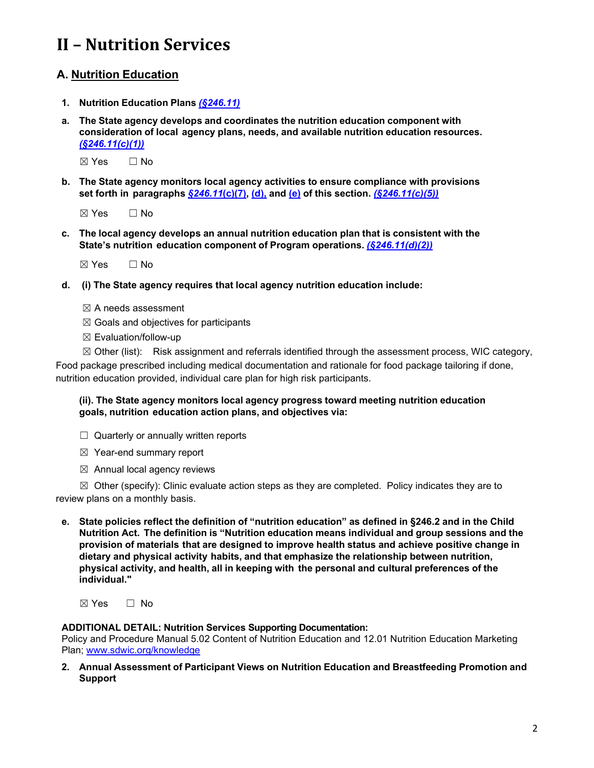# II – Nutrition Services

## A. Nutrition Education

1. **Nutrition Education Plans *(§246.11)***

a. **The State agency develops and coordinates the nutrition education component with consideration of local agency plans, needs, and available nutrition education resources. *(§246.11(c)(1))***

☒ Yes ☐ No

b. **The State agency monitors local agency activities to ensure compliance with provisions set forth in paragraphs *§246.11*(c)(7), (d), and (e) of this section. *(§246.11(c)(5))***

☒ Yes ☐ No

c. **The local agency develops an annual nutrition education plan that is consistent with the State's nutrition education component of Program operations. *(§246.11(d)(2))***

☒ Yes ☐ No

d. **(i) The State agency requires that local agency nutrition education include:**

☒ A needs assessment

☒ Goals and objectives for participants

☒ Evaluation/follow-up

☒ Other (list): Risk assignment and referrals identified through the assessment process, WIC category, Food package prescribed including medical documentation and rationale for food package tailoring if done, nutrition education provided, individual care plan for high risk participants.

**(ii). The State agency monitors local agency progress toward meeting nutrition education goals, nutrition education action plans, and objectives via:**

☐ Quarterly or annually written reports

☒ Year-end summary report

☒ Annual local agency reviews

☒ Other (specify): Clinic evaluate action steps as they are completed. Policy indicates they are to review plans on a monthly basis.

e. **State policies reflect the definition of "nutrition education" as defined in §246.2 and in the Child Nutrition Act. The definition is "Nutrition education means individual and group sessions and the provision of materials that are designed to improve health status and achieve positive change in dietary and physical activity habits, and that emphasize the relationship between nutrition, physical activity, and health, all in keeping with the personal and cultural preferences of the individual."**

☒ Yes ☐ No

**ADDITIONAL DETAIL: Nutrition Services Supporting Documentation:**
Policy and Procedure Manual 5.02 Content of Nutrition Education and 12.01 Nutrition Education Marketing Plan; www.sdwic.org/knowledge

2. **Annual Assessment of Participant Views on Nutrition Education and Breastfeeding Promotion and Support**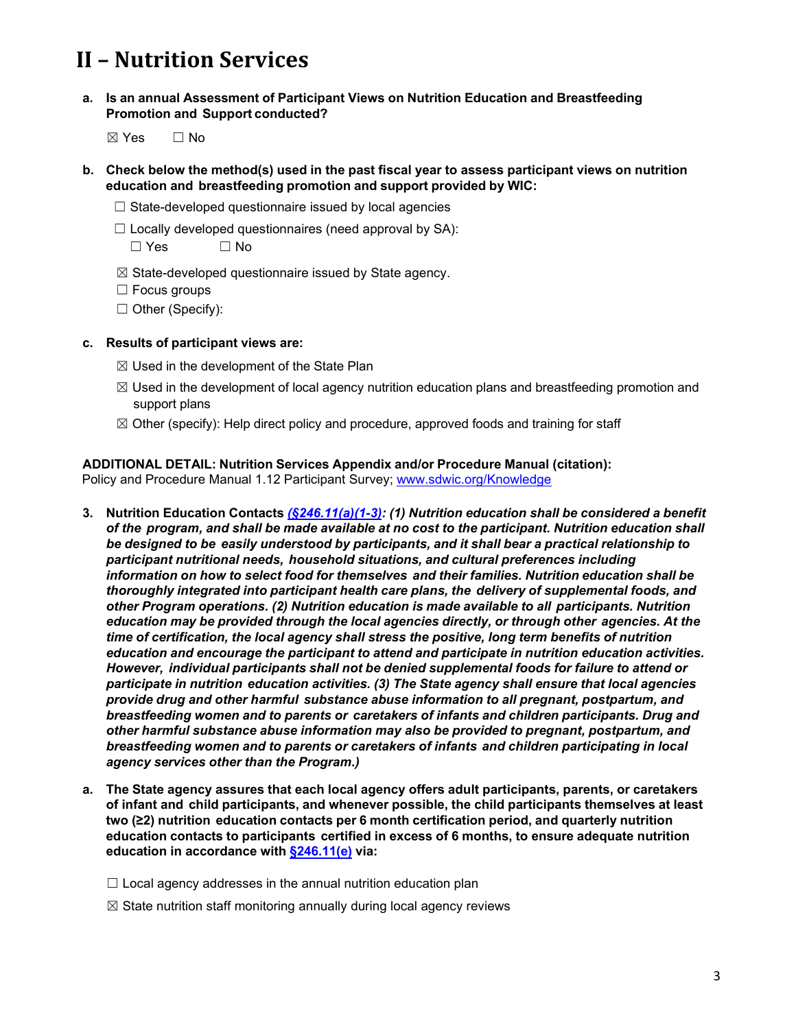# II – Nutrition Services

**a. Is an annual Assessment of Participant Views on Nutrition Education and Breastfeeding Promotion and Support conducted?**

☒ Yes ☐ No

**b. Check below the method(s) used in the past fiscal year to assess participant views on nutrition education and breastfeeding promotion and support provided by WIC:**

☐ State-developed questionnaire issued by local agencies

☐ Locally developed questionnaires (need approval by SA):
☐ Yes ☐ No

☒ State-developed questionnaire issued by State agency.

☐ Focus groups

☐ Other (Specify):

**c. Results of participant views are:**

☒ Used in the development of the State Plan

☒ Used in the development of local agency nutrition education plans and breastfeeding promotion and support plans

☒ Other (specify): Help direct policy and procedure, approved foods and training for staff

**ADDITIONAL DETAIL: Nutrition Services Appendix and/or Procedure Manual (citation):**
Policy and Procedure Manual 1.12 Participant Survey; www.sdwic.org/Knowledge

**3. Nutrition Education Contacts *(§246.11(a)(1-3)*: *(1) Nutrition education shall be considered a benefit of the program, and shall be made available at no cost to the participant. Nutrition education shall be designed to be easily understood by participants, and it shall bear a practical relationship to participant nutritional needs, household situations, and cultural preferences including information on how to select food for themselves and their families. Nutrition education shall be thoroughly integrated into participant health care plans, the delivery of supplemental foods, and other Program operations. (2) Nutrition education is made available to all participants. Nutrition education may be provided through the local agencies directly, or through other agencies. At the time of certification, the local agency shall stress the positive, long term benefits of nutrition education and encourage the participant to attend and participate in nutrition education activities. However, individual participants shall not be denied supplemental foods for failure to attend or participate in nutrition education activities. (3) The State agency shall ensure that local agencies provide drug and other harmful substance abuse information to all pregnant, postpartum, and breastfeeding women and to parents or caretakers of infants and children participants. Drug and other harmful substance abuse information may also be provided to pregnant, postpartum, and breastfeeding women and to parents or caretakers of infants and children participating in local agency services other than the Program.)***

**a. The State agency assures that each local agency offers adult participants, parents, or caretakers of infant and child participants, and whenever possible, the child participants themselves at least two (≥2) nutrition education contacts per 6 month certification period, and quarterly nutrition education contacts to participants certified in excess of 6 months, to ensure adequate nutrition education in accordance with §246.11(e) via:**

☐ Local agency addresses in the annual nutrition education plan

☒ State nutrition staff monitoring annually during local agency reviews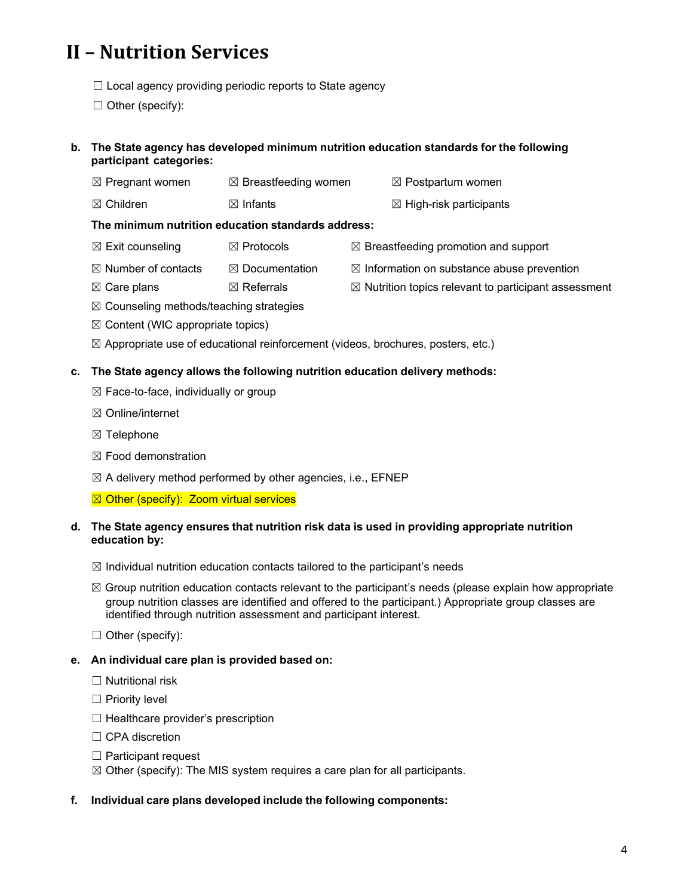# II – Nutrition Services

☐ Local agency providing periodic reports to State agency

☐ Other (specify):

**b. The State agency has developed minimum nutrition education standards for the following participant categories:**

☒ Pregnant women ☒ Breastfeeding women ☒ Postpartum women

☒ Children ☒ Infants ☒ High-risk participants

**The minimum nutrition education standards address:**

☒ Exit counseling ☒ Protocols ☒ Breastfeeding promotion and support

☒ Number of contacts ☒ Documentation ☒ Information on substance abuse prevention

☒ Care plans ☒ Referrals ☒ Nutrition topics relevant to participant assessment

☒ Counseling methods/teaching strategies

☒ Content (WIC appropriate topics)

☒ Appropriate use of educational reinforcement (videos, brochures, posters, etc.)

**c. The State agency allows the following nutrition education delivery methods:**

☒ Face-to-face, individually or group

☒ Online/internet

☒ Telephone

☒ Food demonstration

☒ A delivery method performed by other agencies, i.e., EFNEP

☒ Other (specify): Zoom virtual services

**d. The State agency ensures that nutrition risk data is used in providing appropriate nutrition education by:**

☒ Individual nutrition education contacts tailored to the participant's needs

☒ Group nutrition education contacts relevant to the participant's needs (please explain how appropriate group nutrition classes are identified and offered to the participant.) Appropriate group classes are identified through nutrition assessment and participant interest.

☐ Other (specify):

**e. An individual care plan is provided based on:**

☐ Nutritional risk

☐ Priority level

☐ Healthcare provider's prescription

☐ CPA discretion

☐ Participant request

☒ Other (specify): The MIS system requires a care plan for all participants.

**f. Individual care plans developed include the following components:**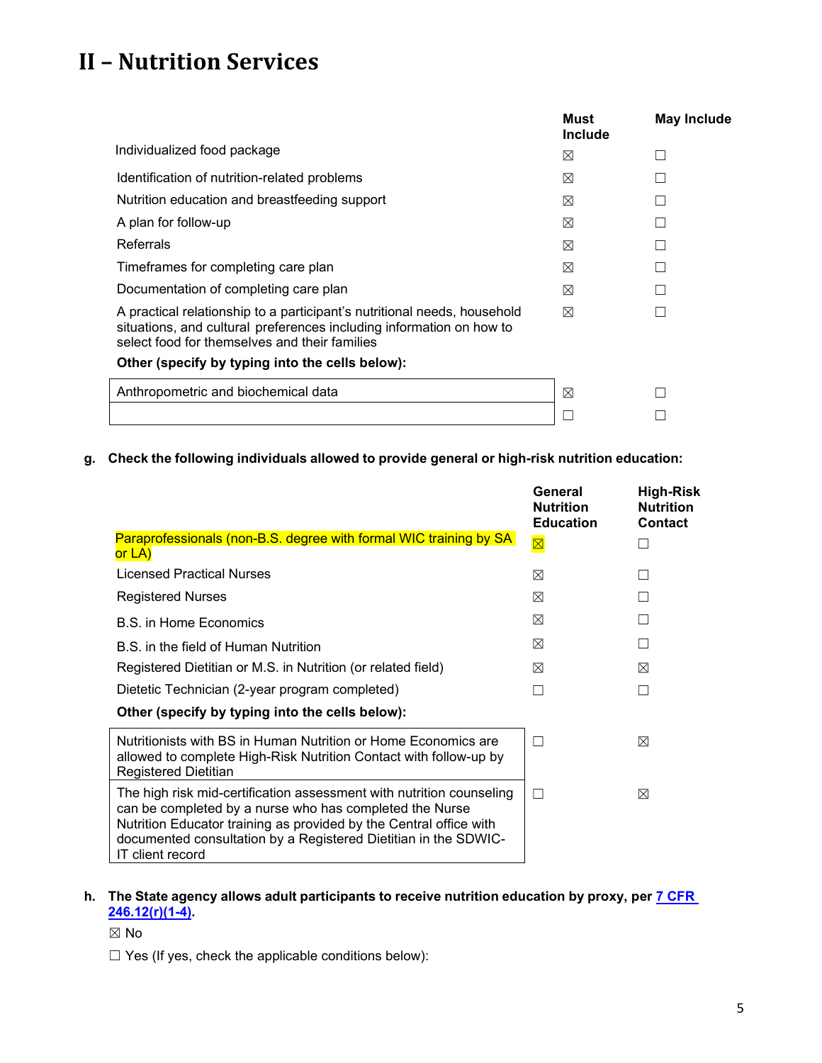# II – Nutrition Services

| | Must Include | May Include |
|---|---|---|
| Individualized food package | ☒ | ☐ |
| Identification of nutrition-related problems | ☒ | ☐ |
| Nutrition education and breastfeeding support | ☒ | ☐ |
| A plan for follow-up | ☒ | ☐ |
| Referrals | ☒ | ☐ |
| Timeframes for completing care plan | ☒ | ☐ |
| Documentation of completing care plan | ☒ | ☐ |
| A practical relationship to a participant's nutritional needs, household situations, and cultural preferences including information on how to select food for themselves and their families | ☒ | ☐ |
| **Other (specify by typing into the cells below):** | | |
| Anthropometric and biochemical data | ☒ | ☐ |
| | ☐ | ☐ |

**g. Check the following individuals allowed to provide general or high-risk nutrition education:**

| | General Nutrition Education | High-Risk Nutrition Contact |
|---|---|---|
| Paraprofessionals (non-B.S. degree with formal WIC training by SA or LA) | ☒ | ☐ |
| Licensed Practical Nurses | ☒ | ☐ |
| Registered Nurses | ☒ | ☐ |
| B.S. in Home Economics | ☒ | ☐ |
| B.S. in the field of Human Nutrition | ☒ | ☐ |
| Registered Dietitian or M.S. in Nutrition (or related field) | ☒ | ☒ |
| Dietetic Technician (2-year program completed) | ☐ | ☐ |
| **Other (specify by typing into the cells below):** | | |
| Nutritionists with BS in Human Nutrition or Home Economics are allowed to complete High-Risk Nutrition Contact with follow-up by Registered Dietitian | ☐ | ☒ |
| The high risk mid-certification assessment with nutrition counseling can be completed by a nurse who has completed the Nurse Nutrition Educator training as provided by the Central office with documented consultation by a Registered Dietitian in the SDWIC-IT client record | ☐ | ☒ |

**h. The State agency allows adult participants to receive nutrition education by proxy, per 7 CFR 246.12(r)(1-4).**

☒ No

☐ Yes (If yes, check the applicable conditions below):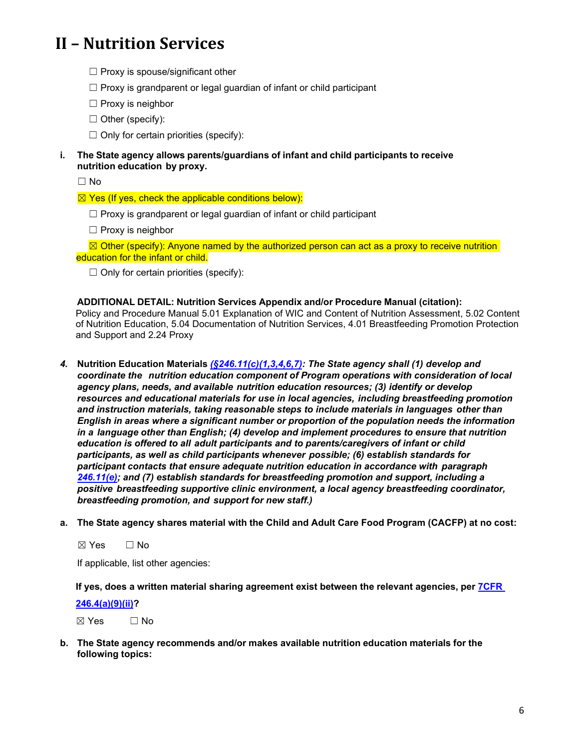# II – Nutrition Services

☐ Proxy is spouse/significant other

☐ Proxy is grandparent or legal guardian of infant or child participant

☐ Proxy is neighbor

☐ Other (specify):

☐ Only for certain priorities (specify):

**i. The State agency allows parents/guardians of infant and child participants to receive nutrition education by proxy.**

☐ No

☒ Yes (If yes, check the applicable conditions below):

☐ Proxy is grandparent or legal guardian of infant or child participant

☐ Proxy is neighbor

☒ Other (specify): Anyone named by the authorized person can act as a proxy to receive nutrition education for the infant or child.

☐ Only for certain priorities (specify):

**ADDITIONAL DETAIL: Nutrition Services Appendix and/or Procedure Manual (citation):**
Policy and Procedure Manual 5.01 Explanation of WIC and Content of Nutrition Assessment, 5.02 Content of Nutrition Education, 5.04 Documentation of Nutrition Services, 4.01 Breastfeeding Promotion Protection and Support and 2.24 Proxy

4. **Nutrition Education Materials *(§246.11(c)(1,3,4,6,7)*: *The State agency shall (1) develop and coordinate the nutrition education component of Program operations with consideration of local agency plans, needs, and available nutrition education resources; (3) identify or develop resources and educational materials for use in local agencies, including breastfeeding promotion and instruction materials, taking reasonable steps to include materials in languages other than English in areas where a significant number or proportion of the population needs the information in a language other than English; (4) develop and implement procedures to ensure that nutrition education is offered to all adult participants and to parents/caregivers of infant or child participants, as well as child participants whenever possible; (6) establish standards for participant contacts that ensure adequate nutrition education in accordance with paragraph 246.11(e); and (7) establish standards for breastfeeding promotion and support, including a positive breastfeeding supportive clinic environment, a local agency breastfeeding coordinator, breastfeeding promotion, and support for new staff.)***

**a. The State agency shares material with the Child and Adult Care Food Program (CACFP) at no cost:**

☒ Yes ☐ No

If applicable, list other agencies:

**If yes, does a written material sharing agreement exist between the relevant agencies, per 7CFR 246.4(a)(9)(ii)?**

☒ Yes ☐ No

**b. The State agency recommends and/or makes available nutrition education materials for the following topics:**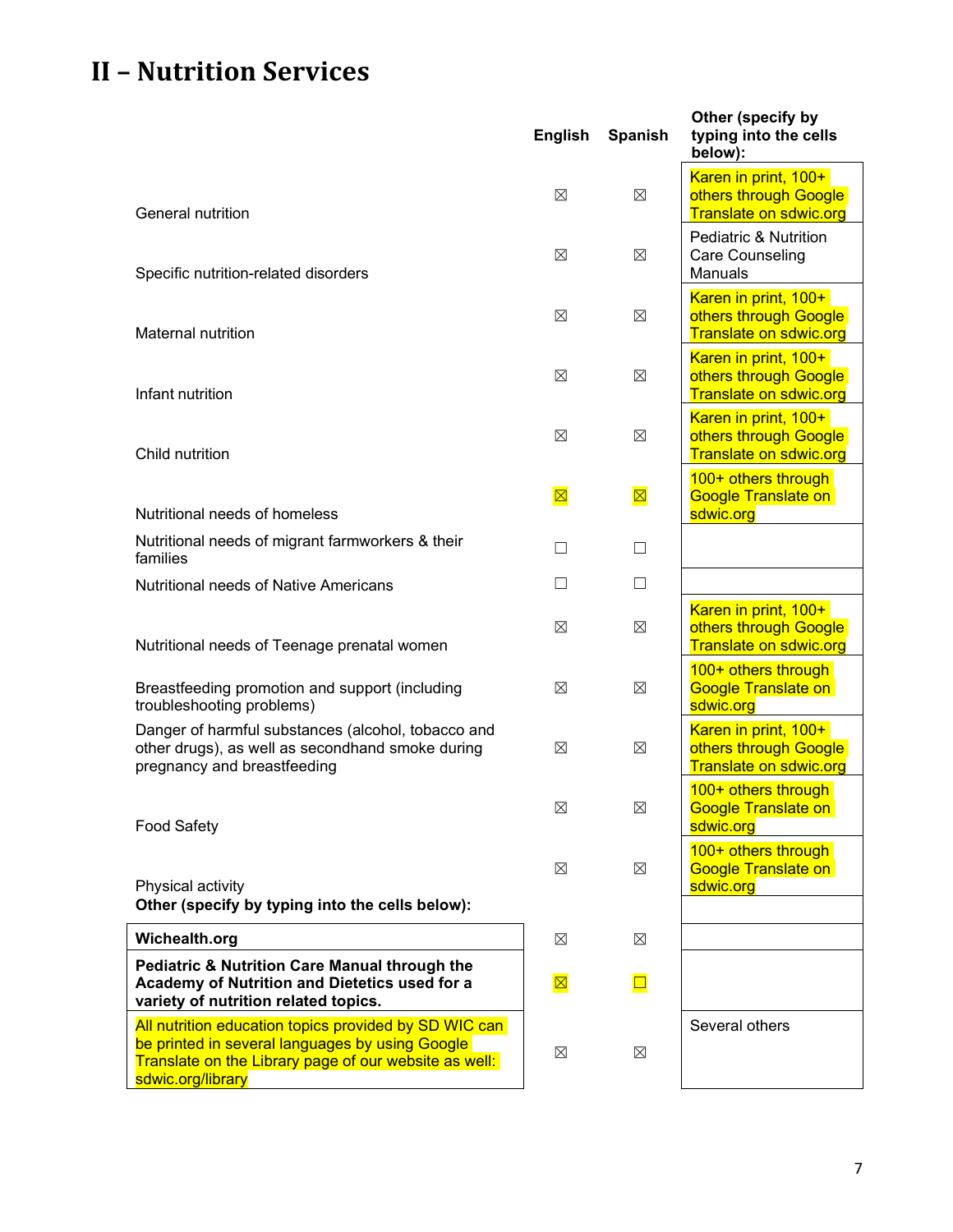# II – Nutrition Services

| | English | Spanish | Other (specify by typing into the cells below): |
|---|---|---|---|
| General nutrition | ☒ | ☒ | Karen in print, 100+ others through Google Translate on sdwic.org |
| Specific nutrition-related disorders | ☒ | ☒ | Pediatric & Nutrition Care Counseling Manuals |
| Maternal nutrition | ☒ | ☒ | Karen in print, 100+ others through Google Translate on sdwic.org |
| Infant nutrition | ☒ | ☒ | Karen in print, 100+ others through Google Translate on sdwic.org |
| Child nutrition | ☒ | ☒ | Karen in print, 100+ others through Google Translate on sdwic.org |
| Nutritional needs of homeless | ☒ | ☒ | 100+ others through Google Translate on sdwic.org |
| Nutritional needs of migrant farmworkers & their families | ☐ | ☐ | |
| Nutritional needs of Native Americans | ☐ | ☐ | |
| Nutritional needs of Teenage prenatal women | ☒ | ☒ | Karen in print, 100+ others through Google Translate on sdwic.org |
| Breastfeeding promotion and support (including troubleshooting problems) | ☒ | ☒ | 100+ others through Google Translate on sdwic.org |
| Danger of harmful substances (alcohol, tobacco and other drugs), as well as secondhand smoke during pregnancy and breastfeeding | ☒ | ☒ | Karen in print, 100+ others through Google Translate on sdwic.org |
| Food Safety | ☒ | ☒ | 100+ others through Google Translate on sdwic.org |
| Physical activity | ☒ | ☒ | 100+ others through Google Translate on sdwic.org |
| **Other (specify by typing into the cells below):** | | | |
| **Wichealth.org** | ☒ | ☒ | |
| **Pediatric & Nutrition Care Manual through the Academy of Nutrition and Dietetics used for a variety of nutrition related topics.** | ☒ | ☐ | |
| All nutrition education topics provided by SD WIC can be printed in several languages by using Google Translate on the Library page of our website as well: sdwic.org/library | ☒ | ☒ | Several others |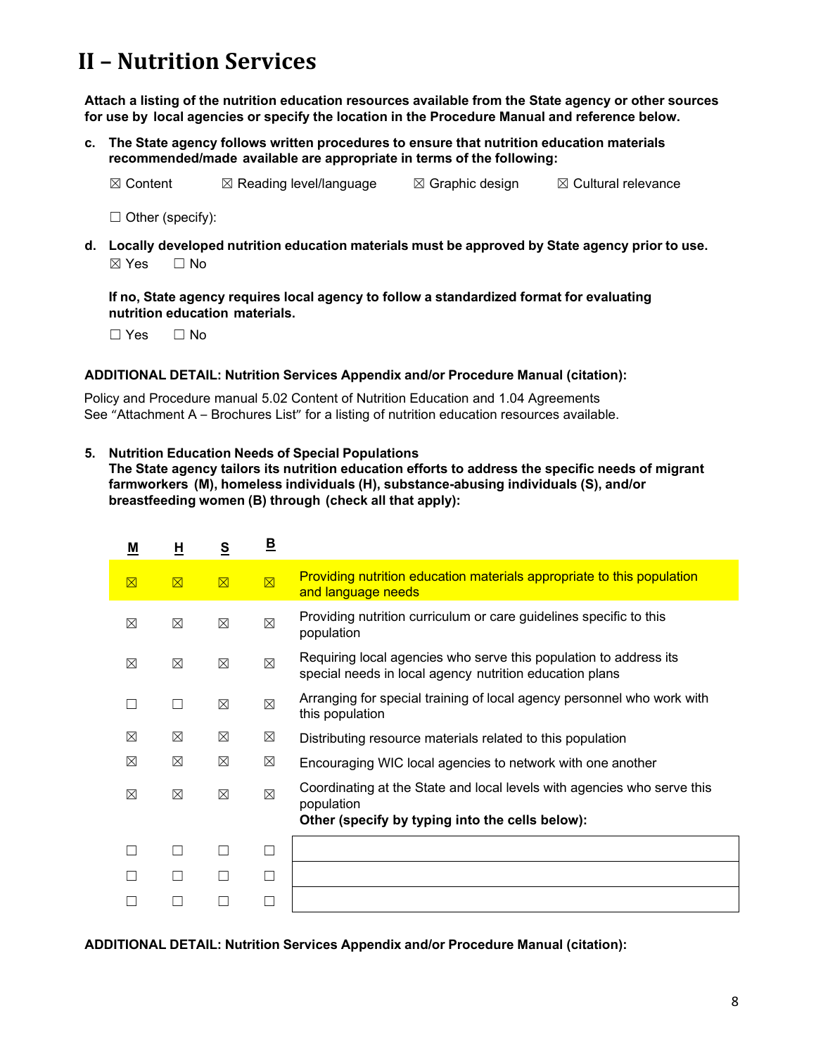# II – Nutrition Services

**Attach a listing of the nutrition education resources available from the State agency or other sources for use by local agencies or specify the location in the Procedure Manual and reference below.**

**c. The State agency follows written procedures to ensure that nutrition education materials recommended/made available are appropriate in terms of the following:**

☒ Content ☒ Reading level/language ☒ Graphic design ☒ Cultural relevance

☐ Other (specify):

**d. Locally developed nutrition education materials must be approved by State agency prior to use.**

☒ Yes ☐ No

**If no, State agency requires local agency to follow a standardized format for evaluating nutrition education materials.**

☐ Yes ☐ No

**ADDITIONAL DETAIL: Nutrition Services Appendix and/or Procedure Manual (citation):**

Policy and Procedure manual 5.02 Content of Nutrition Education and 1.04 Agreements
See "Attachment A – Brochures List" for a listing of nutrition education resources available.

**5. Nutrition Education Needs of Special Populations**
**The State agency tailors its nutrition education efforts to address the specific needs of migrant farmworkers (M), homeless individuals (H), substance-abusing individuals (S), and/or breastfeeding women (B) through (check all that apply):**

| M | H | S | B | |
|---|---|---|---|---|
| ☒ | ☒ | ☒ | ☒ | Providing nutrition education materials appropriate to this population and language needs |
| ☒ | ☒ | ☒ | ☒ | Providing nutrition curriculum or care guidelines specific to this population |
| ☒ | ☒ | ☒ | ☒ | Requiring local agencies who serve this population to address its special needs in local agency nutrition education plans |
| ☐ | ☐ | ☒ | ☒ | Arranging for special training of local agency personnel who work with this population |
| ☒ | ☒ | ☒ | ☒ | Distributing resource materials related to this population |
| ☒ | ☒ | ☒ | ☒ | Encouraging WIC local agencies to network with one another |
| ☒ | ☒ | ☒ | ☒ | Coordinating at the State and local levels with agencies who serve this population |
| | | | | **Other (specify by typing into the cells below):** |
| ☐ | ☐ | ☐ | ☐ | |
| ☐ | ☐ | ☐ | ☐ | |
| ☐ | ☐ | ☐ | ☐ | |

**ADDITIONAL DETAIL: Nutrition Services Appendix and/or Procedure Manual (citation):**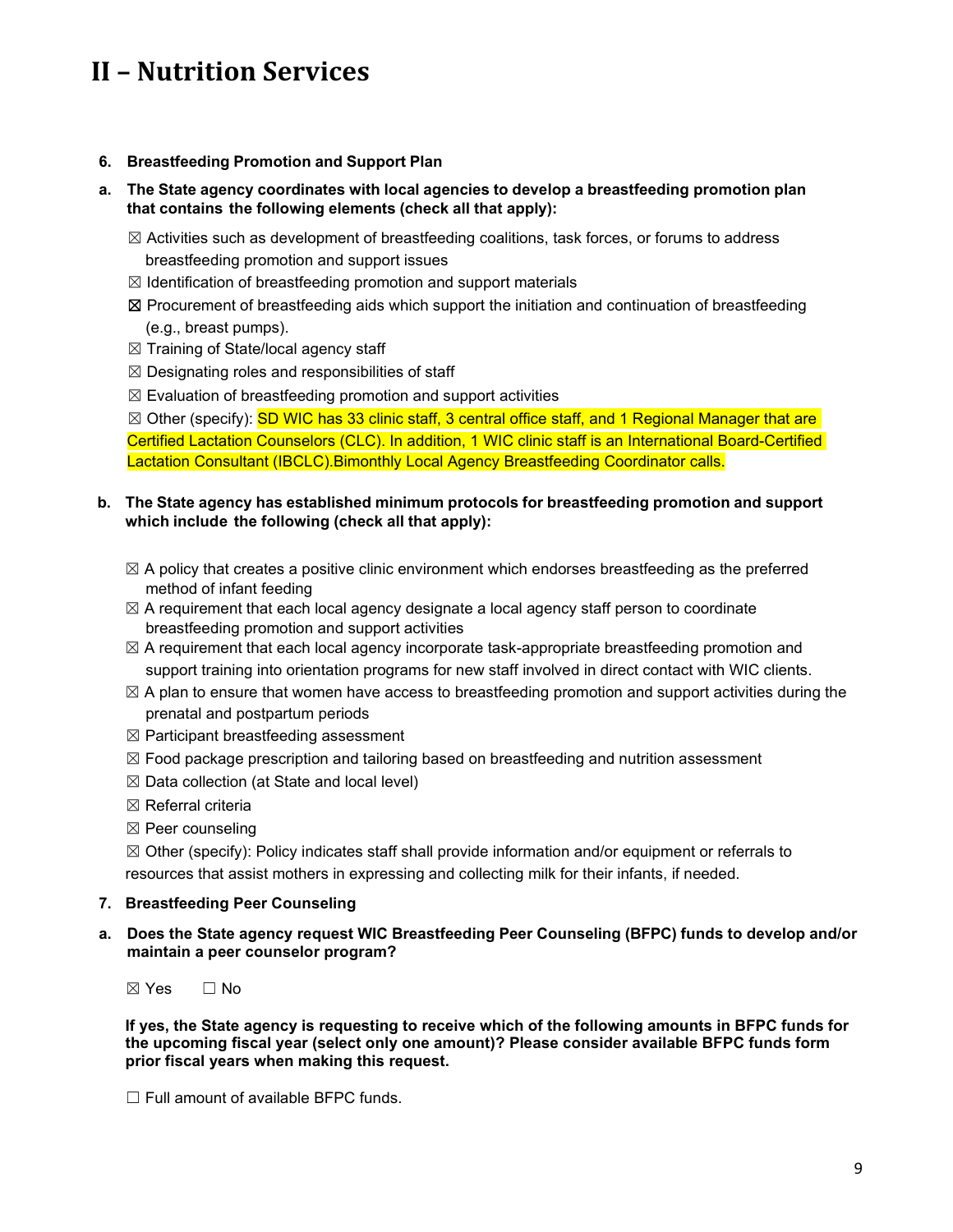# II – Nutrition Services

6. **Breastfeeding Promotion and Support Plan**

a. **The State agency coordinates with local agencies to develop a breastfeeding promotion plan that contains the following elements (check all that apply):**

☒ Activities such as development of breastfeeding coalitions, task forces, or forums to address breastfeeding promotion and support issues

☒ Identification of breastfeeding promotion and support materials

☒ Procurement of breastfeeding aids which support the initiation and continuation of breastfeeding (e.g., breast pumps).

☒ Training of State/local agency staff

☒ Designating roles and responsibilities of staff

☒ Evaluation of breastfeeding promotion and support activities

☒ Other (specify): SD WIC has 33 clinic staff, 3 central office staff, and 1 Regional Manager that are Certified Lactation Counselors (CLC). In addition, 1 WIC clinic staff is an International Board-Certified Lactation Consultant (IBCLC).Bimonthly Local Agency Breastfeeding Coordinator calls.

b. **The State agency has established minimum protocols for breastfeeding promotion and support which include the following (check all that apply):**

☒ A policy that creates a positive clinic environment which endorses breastfeeding as the preferred method of infant feeding

☒ A requirement that each local agency designate a local agency staff person to coordinate breastfeeding promotion and support activities

☒ A requirement that each local agency incorporate task-appropriate breastfeeding promotion and support training into orientation programs for new staff involved in direct contact with WIC clients.

☒ A plan to ensure that women have access to breastfeeding promotion and support activities during the prenatal and postpartum periods

☒ Participant breastfeeding assessment

☒ Food package prescription and tailoring based on breastfeeding and nutrition assessment

☒ Data collection (at State and local level)

☒ Referral criteria

☒ Peer counseling

☒ Other (specify): Policy indicates staff shall provide information and/or equipment or referrals to resources that assist mothers in expressing and collecting milk for their infants, if needed.

7. **Breastfeeding Peer Counseling**

a. **Does the State agency request WIC Breastfeeding Peer Counseling (BFPC) funds to develop and/or maintain a peer counselor program?**

☒ Yes ☐ No

**If yes, the State agency is requesting to receive which of the following amounts in BFPC funds for the upcoming fiscal year (select only one amount)? Please consider available BFPC funds form prior fiscal years when making this request.**

☐ Full amount of available BFPC funds.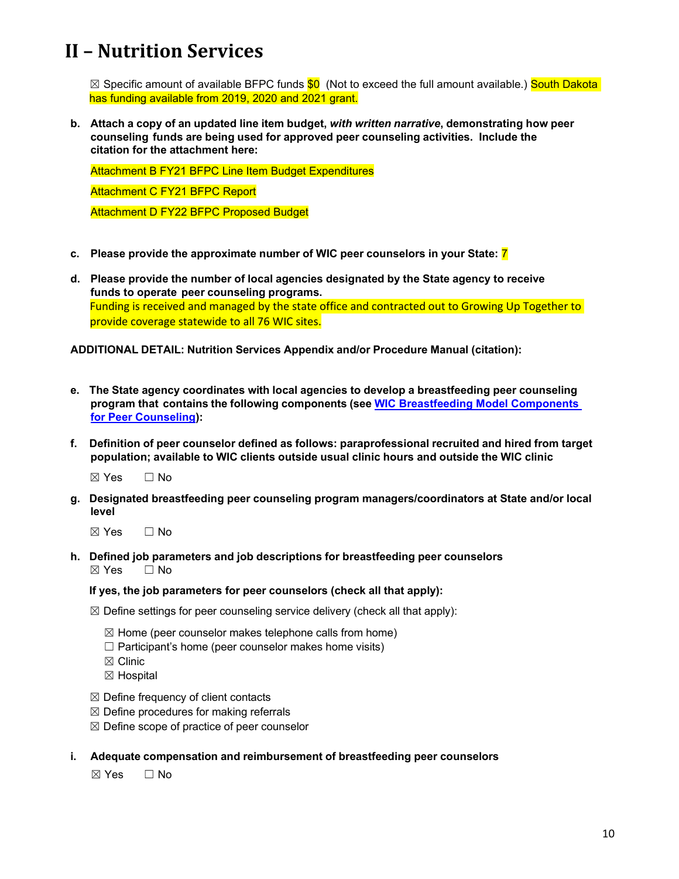# II – Nutrition Services

☒ Specific amount of available BFPC funds $0 (Not to exceed the full amount available.) South Dakota has funding available from 2019, 2020 and 2021 grant.

**b. Attach a copy of an updated line item budget, *with written narrative*, demonstrating how peer counseling funds are being used for approved peer counseling activities. Include the citation for the attachment here:**

Attachment B FY21 BFPC Line Item Budget Expenditures

Attachment C FY21 BFPC Report

Attachment D FY22 BFPC Proposed Budget

**c. Please provide the approximate number of WIC peer counselors in your State:** 7

**d. Please provide the number of local agencies designated by the State agency to receive funds to operate peer counseling programs.**
Funding is received and managed by the state office and contracted out to Growing Up Together to provide coverage statewide to all 76 WIC sites.

**ADDITIONAL DETAIL: Nutrition Services Appendix and/or Procedure Manual (citation):**

**e. The State agency coordinates with local agencies to develop a breastfeeding peer counseling program that contains the following components (see [WIC Breastfeeding Model Components for Peer Counseling](#)):**

**f. Definition of peer counselor defined as follows: paraprofessional recruited and hired from target population; available to WIC clients outside usual clinic hours and outside the WIC clinic**

☒ Yes ☐ No

**g. Designated breastfeeding peer counseling program managers/coordinators at State and/or local level**

☒ Yes ☐ No

**h. Defined job parameters and job descriptions for breastfeeding peer counselors**
☒ Yes ☐ No

**If yes, the job parameters for peer counselors (check all that apply):**

☒ Define settings for peer counseling service delivery (check all that apply):

- ☒ Home (peer counselor makes telephone calls from home)
- ☐ Participant's home (peer counselor makes home visits)
- ☒ Clinic
- ☒ Hospital

☒ Define frequency of client contacts
☒ Define procedures for making referrals
☒ Define scope of practice of peer counselor

**i. Adequate compensation and reimbursement of breastfeeding peer counselors**

☒ Yes ☐ No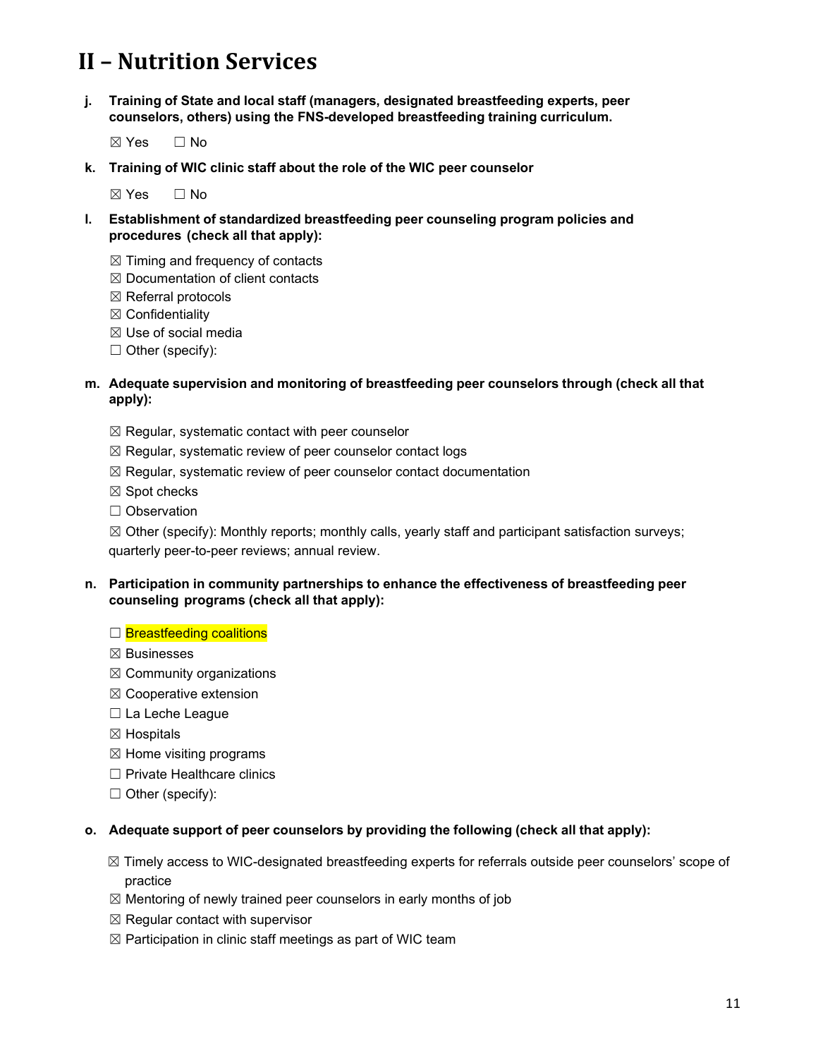# II – Nutrition Services

**j. Training of State and local staff (managers, designated breastfeeding experts, peer counselors, others) using the FNS-developed breastfeeding training curriculum.**

☒ Yes ☐ No

**k. Training of WIC clinic staff about the role of the WIC peer counselor**

☒ Yes ☐ No

**l. Establishment of standardized breastfeeding peer counseling program policies and procedures (check all that apply):**

☒ Timing and frequency of contacts
☒ Documentation of client contacts
☒ Referral protocols
☒ Confidentiality
☒ Use of social media
☐ Other (specify):

**m. Adequate supervision and monitoring of breastfeeding peer counselors through (check all that apply):**

☒ Regular, systematic contact with peer counselor
☒ Regular, systematic review of peer counselor contact logs
☒ Regular, systematic review of peer counselor contact documentation
☒ Spot checks
☐ Observation
☒ Other (specify): Monthly reports; monthly calls, yearly staff and participant satisfaction surveys; quarterly peer-to-peer reviews; annual review.

**n. Participation in community partnerships to enhance the effectiveness of breastfeeding peer counseling programs (check all that apply):**

☐ Breastfeeding coalitions
☒ Businesses
☒ Community organizations
☒ Cooperative extension
☐ La Leche League
☒ Hospitals
☒ Home visiting programs
☐ Private Healthcare clinics
☐ Other (specify):

**o. Adequate support of peer counselors by providing the following (check all that apply):**

☒ Timely access to WIC-designated breastfeeding experts for referrals outside peer counselors' scope of practice
☒ Mentoring of newly trained peer counselors in early months of job
☒ Regular contact with supervisor
☒ Participation in clinic staff meetings as part of WIC team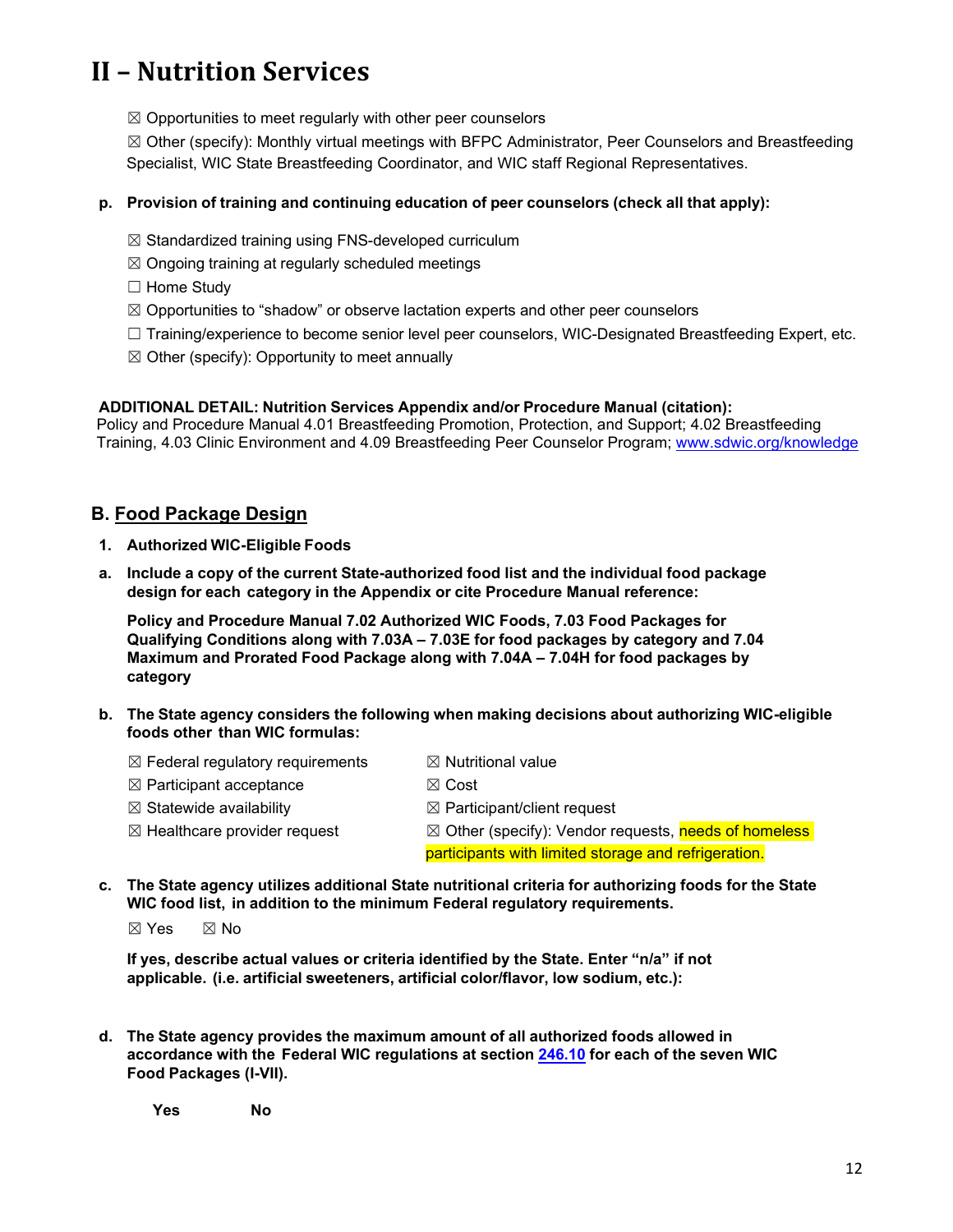# II – Nutrition Services

☒ Opportunities to meet regularly with other peer counselors

☒ Other (specify): Monthly virtual meetings with BFPC Administrator, Peer Counselors and Breastfeeding Specialist, WIC State Breastfeeding Coordinator, and WIC staff Regional Representatives.

**p. Provision of training and continuing education of peer counselors (check all that apply):**

☒ Standardized training using FNS-developed curriculum

☒ Ongoing training at regularly scheduled meetings

☐ Home Study

☒ Opportunities to "shadow" or observe lactation experts and other peer counselors

☐ Training/experience to become senior level peer counselors, WIC-Designated Breastfeeding Expert, etc.

☒ Other (specify): Opportunity to meet annually

**ADDITIONAL DETAIL: Nutrition Services Appendix and/or Procedure Manual (citation):**
Policy and Procedure Manual 4.01 Breastfeeding Promotion, Protection, and Support; 4.02 Breastfeeding Training, 4.03 Clinic Environment and 4.09 Breastfeeding Peer Counselor Program; www.sdwic.org/knowledge

## B. Food Package Design

**1. Authorized WIC-Eligible Foods**

**a. Include a copy of the current State-authorized food list and the individual food package design for each category in the Appendix or cite Procedure Manual reference:**

**Policy and Procedure Manual 7.02 Authorized WIC Foods, 7.03 Food Packages for Qualifying Conditions along with 7.03A – 7.03E for food packages by category and 7.04 Maximum and Prorated Food Package along with 7.04A – 7.04H for food packages by category**

**b. The State agency considers the following when making decisions about authorizing WIC-eligible foods other than WIC formulas:**

☒ Federal regulatory requirements

☒ Participant acceptance

☒ Statewide availability

☒ Healthcare provider request

☒ Nutritional value

☒ Cost

☒ Participant/client request

☒ Other (specify): Vendor requests, needs of homeless participants with limited storage and refrigeration.

**c. The State agency utilizes additional State nutritional criteria for authorizing foods for the State WIC food list, in addition to the minimum Federal regulatory requirements.**

☒ Yes ☒ No

**If yes, describe actual values or criteria identified by the State. Enter "n/a" if not applicable. (i.e. artificial sweeteners, artificial color/flavor, low sodium, etc.):**

**d. The State agency provides the maximum amount of all authorized foods allowed in accordance with the Federal WIC regulations at section 246.10 for each of the seven WIC Food Packages (I-VII).**

**Yes** **No**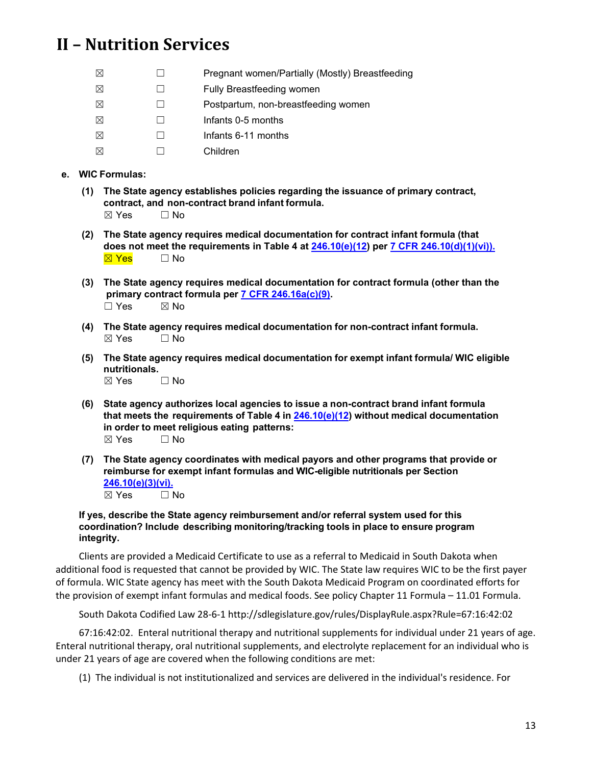# II – Nutrition Services

| | | |
|---|---|---|
| ☒ | ☐ | Pregnant women/Partially (Mostly) Breastfeeding |
| ☒ | ☐ | Fully Breastfeeding women |
| ☒ | ☐ | Postpartum, non-breastfeeding women |
| ☒ | ☐ | Infants 0-5 months |
| ☒ | ☐ | Infants 6-11 months |
| ☒ | ☐ | Children |

**e. WIC Formulas:**

**(1) The State agency establishes policies regarding the issuance of primary contract, contract, and non-contract brand infant formula.**
☒ Yes ☐ No

**(2) The State agency requires medical documentation for contract infant formula (that does not meet the requirements in Table 4 at 246.10(e)(12) per 7 CFR 246.10(d)(1)(vi)).**
☒ Yes ☐ No

**(3) The State agency requires medical documentation for contract formula (other than the primary contract formula per 7 CFR 246.16a(c)(9).**
☐ Yes ☒ No

**(4) The State agency requires medical documentation for non-contract infant formula.**
☒ Yes ☐ No

**(5) The State agency requires medical documentation for exempt infant formula/ WIC eligible nutritionals.**
☒ Yes ☐ No

**(6) State agency authorizes local agencies to issue a non-contract brand infant formula that meets the requirements of Table 4 in 246.10(e)(12) without medical documentation in order to meet religious eating patterns:**
☒ Yes ☐ No

**(7) The State agency coordinates with medical payors and other programs that provide or reimburse for exempt infant formulas and WIC-eligible nutritionals per Section 246.10(e)(3)(vi).**
☒ Yes ☐ No

**If yes, describe the State agency reimbursement and/or referral system used for this coordination? Include describing monitoring/tracking tools in place to ensure program integrity.**

Clients are provided a Medicaid Certificate to use as a referral to Medicaid in South Dakota when additional food is requested that cannot be provided by WIC. The State law requires WIC to be the first payer of formula. WIC State agency has meet with the South Dakota Medicaid Program on coordinated efforts for the provision of exempt infant formulas and medical foods. See policy Chapter 11 Formula – 11.01 Formula.

South Dakota Codified Law 28-6-1 http://sdlegislature.gov/rules/DisplayRule.aspx?Rule=67:16:42:02

67:16:42:02. Enteral nutritional therapy and nutritional supplements for individual under 21 years of age. Enteral nutritional therapy, oral nutritional supplements, and electrolyte replacement for an individual who is under 21 years of age are covered when the following conditions are met:

(1) The individual is not institutionalized and services are delivered in the individual's residence. For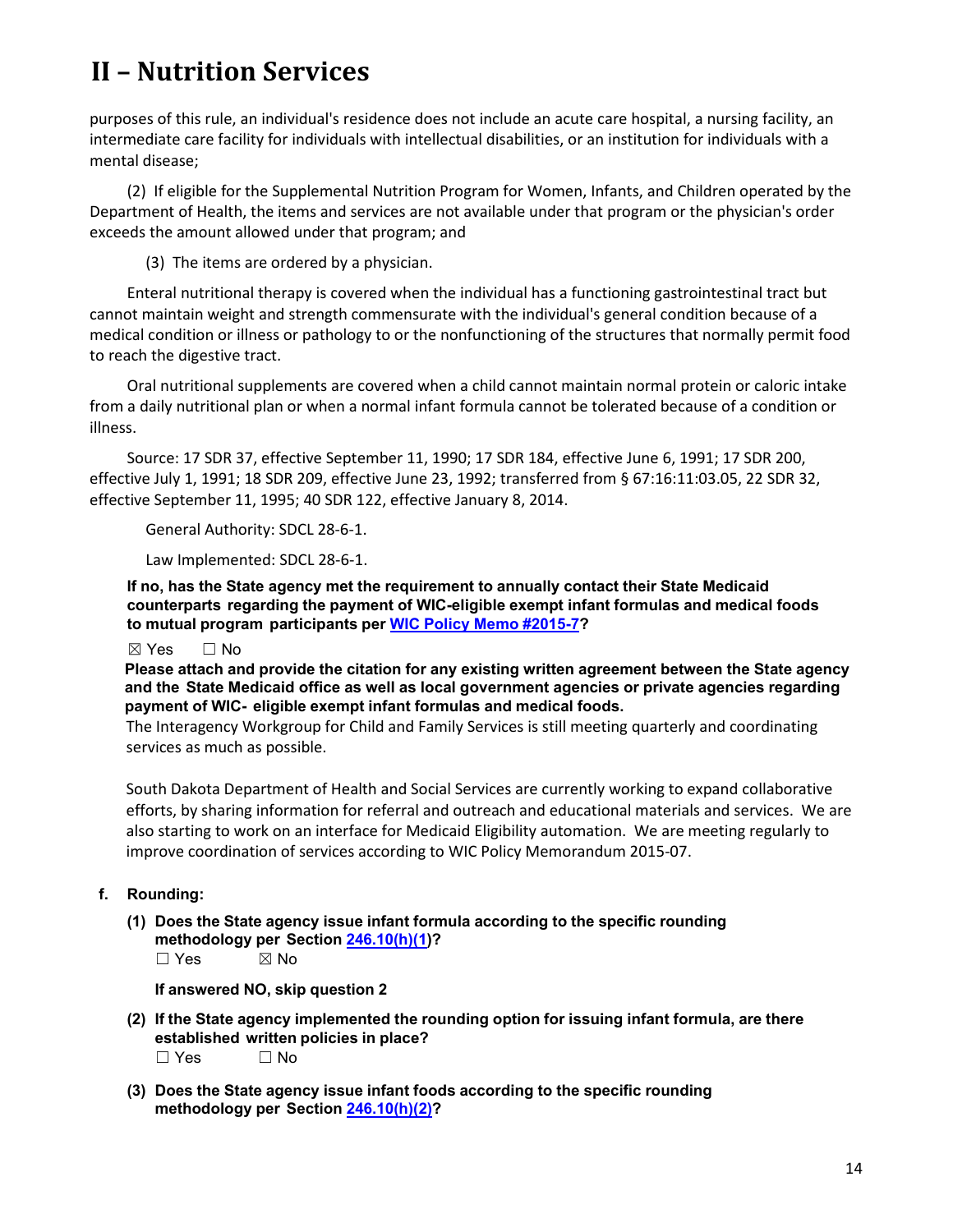# II – Nutrition Services

purposes of this rule, an individual's residence does not include an acute care hospital, a nursing facility, an intermediate care facility for individuals with intellectual disabilities, or an institution for individuals with a mental disease;

(2) If eligible for the Supplemental Nutrition Program for Women, Infants, and Children operated by the Department of Health, the items and services are not available under that program or the physician's order exceeds the amount allowed under that program; and

(3) The items are ordered by a physician.

Enteral nutritional therapy is covered when the individual has a functioning gastrointestinal tract but cannot maintain weight and strength commensurate with the individual's general condition because of a medical condition or illness or pathology to or the nonfunctioning of the structures that normally permit food to reach the digestive tract.

Oral nutritional supplements are covered when a child cannot maintain normal protein or caloric intake from a daily nutritional plan or when a normal infant formula cannot be tolerated because of a condition or illness.

Source: 17 SDR 37, effective September 11, 1990; 17 SDR 184, effective June 6, 1991; 17 SDR 200, effective July 1, 1991; 18 SDR 209, effective June 23, 1992; transferred from § 67:16:11:03.05, 22 SDR 32, effective September 11, 1995; 40 SDR 122, effective January 8, 2014.

General Authority: SDCL 28-6-1.

Law Implemented: SDCL 28-6-1.

**If no, has the State agency met the requirement to annually contact their State Medicaid counterparts regarding the payment of WIC-eligible exempt infant formulas and medical foods to mutual program participants per [WIC Policy Memo #2015-7](WIC Policy Memo #2015-7)?**

☒ Yes ☐ No

**Please attach and provide the citation for any existing written agreement between the State agency and the State Medicaid office as well as local government agencies or private agencies regarding payment of WIC- eligible exempt infant formulas and medical foods.**

The Interagency Workgroup for Child and Family Services is still meeting quarterly and coordinating services as much as possible.

South Dakota Department of Health and Social Services are currently working to expand collaborative efforts, by sharing information for referral and outreach and educational materials and services. We are also starting to work on an interface for Medicaid Eligibility automation. We are meeting regularly to improve coordination of services according to WIC Policy Memorandum 2015-07.

**f. Rounding:**

**(1) Does the State agency issue infant formula according to the specific rounding methodology per Section 246.10(h)(1)?**

☐ Yes ☒ No

**If answered NO, skip question 2**

**(2) If the State agency implemented the rounding option for issuing infant formula, are there established written policies in place?**

☐ Yes ☐ No

**(3) Does the State agency issue infant foods according to the specific rounding methodology per Section 246.10(h)(2)?**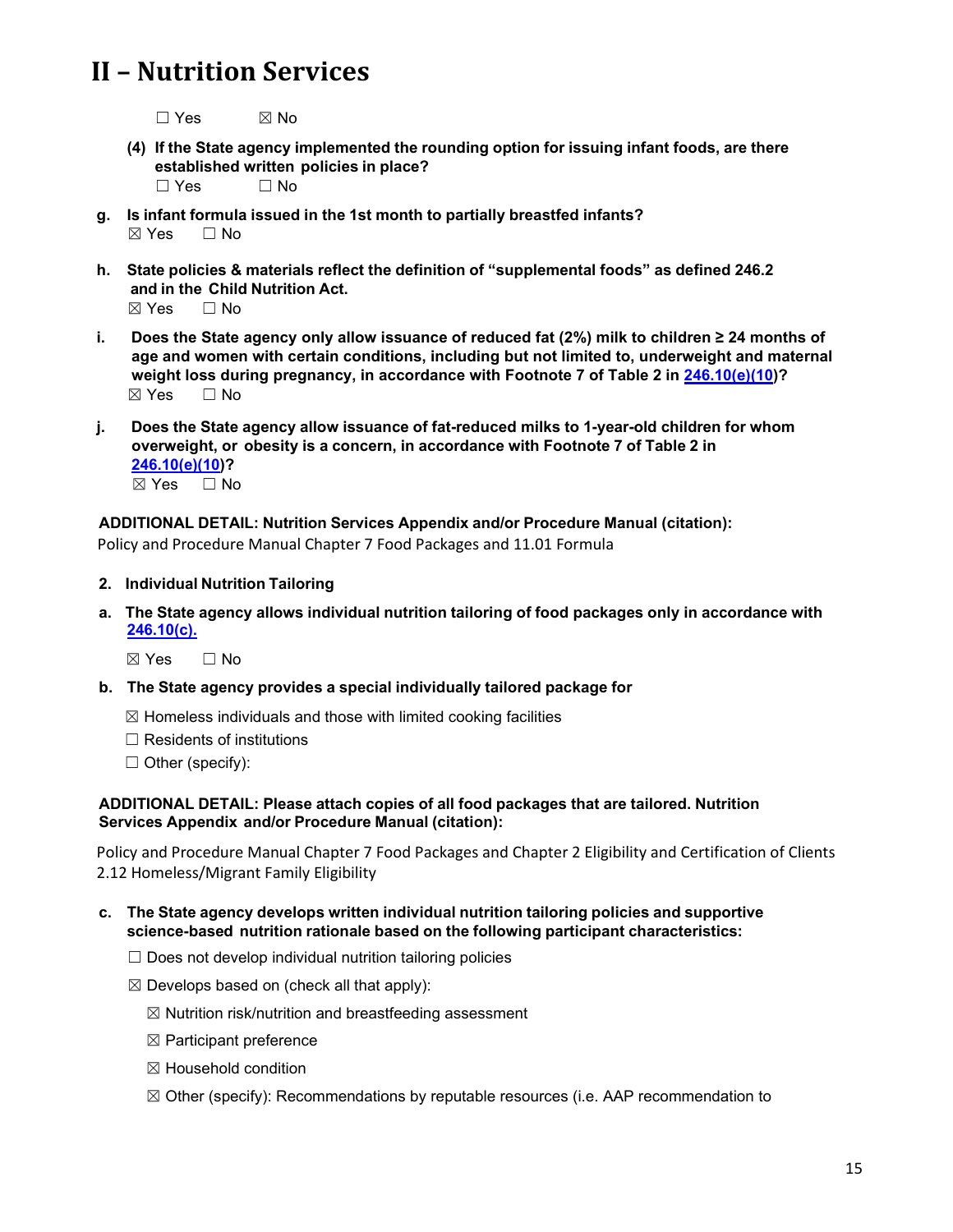# II – Nutrition Services

☐ Yes ☒ No

**(4) If the State agency implemented the rounding option for issuing infant foods, are there established written policies in place?**

☐ Yes ☐ No

**g. Is infant formula issued in the 1st month to partially breastfed infants?**

☒ Yes ☐ No

**h. State policies & materials reflect the definition of "supplemental foods" as defined 246.2 and in the Child Nutrition Act.**

☒ Yes ☐ No

**i. Does the State agency only allow issuance of reduced fat (2%) milk to children ≥ 24 months of age and women with certain conditions, including but not limited to, underweight and maternal weight loss during pregnancy, in accordance with Footnote 7 of Table 2 in 246.10(e)(10)?**

☒ Yes ☐ No

**j. Does the State agency allow issuance of fat-reduced milks to 1-year-old children for whom overweight, or obesity is a concern, in accordance with Footnote 7 of Table 2 in 246.10(e)(10)?**

☒ Yes ☐ No

**ADDITIONAL DETAIL: Nutrition Services Appendix and/or Procedure Manual (citation):**

Policy and Procedure Manual Chapter 7 Food Packages and 11.01 Formula

**2. Individual Nutrition Tailoring**

**a. The State agency allows individual nutrition tailoring of food packages only in accordance with 246.10(c).**

☒ Yes ☐ No

**b. The State agency provides a special individually tailored package for**

☒ Homeless individuals and those with limited cooking facilities

☐ Residents of institutions

☐ Other (specify):

**ADDITIONAL DETAIL: Please attach copies of all food packages that are tailored. Nutrition Services Appendix and/or Procedure Manual (citation):**

Policy and Procedure Manual Chapter 7 Food Packages and Chapter 2 Eligibility and Certification of Clients 2.12 Homeless/Migrant Family Eligibility

**c. The State agency develops written individual nutrition tailoring policies and supportive science-based nutrition rationale based on the following participant characteristics:**

☐ Does not develop individual nutrition tailoring policies

☒ Develops based on (check all that apply):

☒ Nutrition risk/nutrition and breastfeeding assessment

☒ Participant preference

☒ Household condition

☒ Other (specify): Recommendations by reputable resources (i.e. AAP recommendation to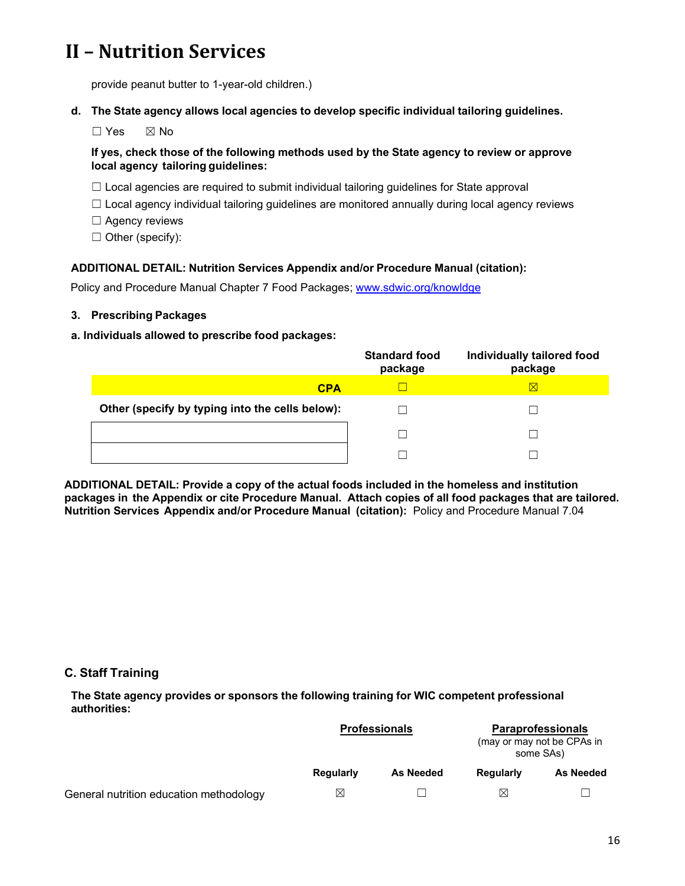# II – Nutrition Services

provide peanut butter to 1-year-old children.)

**d. The State agency allows local agencies to develop specific individual tailoring guidelines.**

☐ Yes ☒ No

**If yes, check those of the following methods used by the State agency to review or approve local agency tailoring guidelines:**

☐ Local agencies are required to submit individual tailoring guidelines for State approval
☐ Local agency individual tailoring guidelines are monitored annually during local agency reviews
☐ Agency reviews
☐ Other (specify):

**ADDITIONAL DETAIL: Nutrition Services Appendix and/or Procedure Manual (citation):**

Policy and Procedure Manual Chapter 7 Food Packages; [www.sdwic.org/knowldge](www.sdwic.org/knowldge)

**3. Prescribing Packages**

**a. Individuals allowed to prescribe food packages:**

| | Standard food package | Individually tailored food package |
|---|---|---|
| **CPA** | ☐ | ☒ |
| **Other (specify by typing into the cells below):** | ☐ | ☐ |
| | ☐ | ☐ |
| | ☐ | ☐ |

**ADDITIONAL DETAIL: Provide a copy of the actual foods included in the homeless and institution packages in the Appendix or cite Procedure Manual. Attach copies of all food packages that are tailored. Nutrition Services Appendix and/or Procedure Manual (citation):** Policy and Procedure Manual 7.04

## C. Staff Training

**The State agency provides or sponsors the following training for WIC competent professional authorities:**

| | Professionals | | Paraprofessionals (may or may not be CPAs in some SAs) | |
|---|---|---|---|---|
| | **Regularly** | **As Needed** | **Regularly** | **As Needed** |
| General nutrition education methodology | ☒ | ☐ | ☒ | ☐ |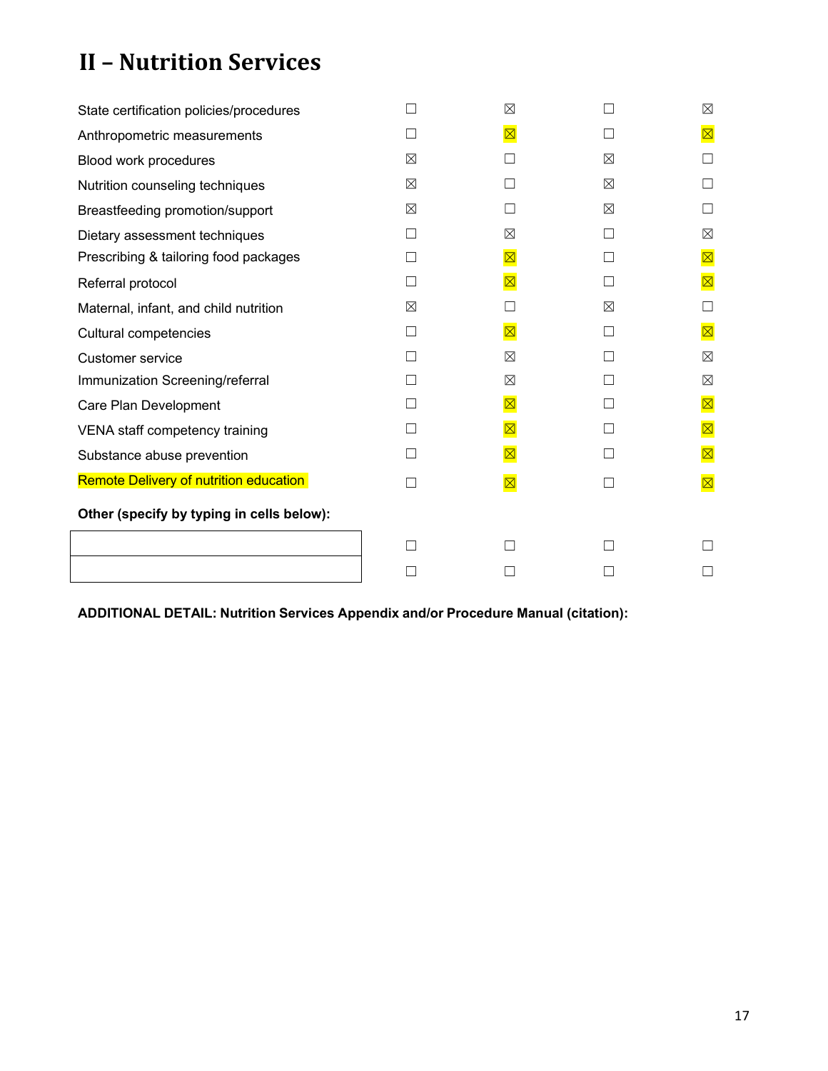## II – Nutrition Services

| | | | | |
|---|---|---|---|---|
| State certification policies/procedures | ☐ | ☒ | ☐ | ☒ |
| Anthropometric measurements | ☐ | ☒ | ☐ | ☒ |
| Blood work procedures | ☒ | ☐ | ☒ | ☐ |
| Nutrition counseling techniques | ☒ | ☐ | ☒ | ☐ |
| Breastfeeding promotion/support | ☒ | ☐ | ☒ | ☐ |
| Dietary assessment techniques | ☐ | ☒ | ☐ | ☒ |
| Prescribing & tailoring food packages | ☐ | ☒ | ☐ | ☒ |
| Referral protocol | ☐ | ☒ | ☐ | ☒ |
| Maternal, infant, and child nutrition | ☒ | ☐ | ☒ | ☐ |
| Cultural competencies | ☐ | ☒ | ☐ | ☒ |
| Customer service | ☐ | ☒ | ☐ | ☒ |
| Immunization Screening/referral | ☐ | ☒ | ☐ | ☒ |
| Care Plan Development | ☐ | ☒ | ☐ | ☒ |
| VENA staff competency training | ☐ | ☒ | ☐ | ☒ |
| Substance abuse prevention | ☐ | ☒ | ☐ | ☒ |
| Remote Delivery of nutrition education | ☐ | ☒ | ☐ | ☒ |

**Other (specify by typing in cells below):**

| | | | | |
|---|---|---|---|---|
| | ☐ | ☐ | ☐ | ☐ |
| | ☐ | ☐ | ☐ | ☐ |

**ADDITIONAL DETAIL: Nutrition Services Appendix and/or Procedure Manual (citation):**